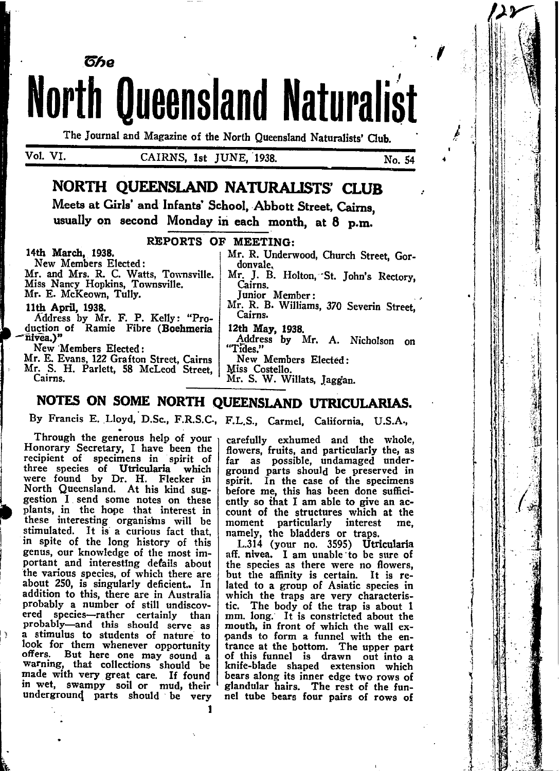The

# North Queensland Naturalist

The Journal and Magazine of the North Queensland Naturalists' Club.

Vol. VI. CAIRNS, 1st JUNE, 1938. No. 54

## NORTH QUEENSLAND NATURALISTS' CLUB

**Meets at Girls' and Infants' School, Abbott Street, Cairns, usually on second Monday in each month, at 8 p.m.**

### REPORTS OF MEETING:

**14th March, 1938.**
New Members Elected:
Mr. and Mrs. R. C. Watts, Townsville.
Miss Nancy Hopkins, Townsville.
Mr. E. McKeown, Tully.

**11th April, 1938.**
Address by Mr. F. P. Kelly: "Production of Ramie Fibre (**Boehmeria nivea.**)"
New Members Elected:
Mr. E. Evans, 122 Grafton Street, Cairns
Mr. S. H. Parlett, 58 McLeod Street, Cairns.
Mr. R. Underwood, Church Street, Gordonvale.
Mr. J. B. Holton, St. John's Rectory, Cairns.
Junior Member:
Mr. R. B. Williams, 370 Severin Street, Cairns.

**12th May, 1938.**
Address by Mr. A. Nicholson on "Tides."
New Members Elected:
Miss Costello.
Mr. S. W. Willats, Jaggan.

## NOTES ON SOME NORTH QUEENSLAND UTRICULARIAS.

By Francis E. Lloyd, D.Sc., F.R.S.C., F.L.S., Carmel, California, U.S.A.,

Through the generous help of your Honorary Secretary, I have been the recipient of specimens in spirit of three species of **Utricularia** which were found by Dr. H. Flecker in North Queensland. At his kind suggestion I send some notes on these plants, in the hope that interest in these interesting organisms will be stimulated. It is a curious fact that, in spite of the long history of this genus, our knowledge of the most important and interesting details about the various species, of which there are about 250, is singularly deficient. In addition to this, there are in Australia probably a number of still undiscovered species—rather certainly than probably—and this should serve as a stimulus to students of nature to look for them whenever opportunity offers. But here one may sound a warning, that collections should be made with very great care. If found in wet, swampy soil or mud, their underground parts should be very carefully exhumed and the whole, flowers, fruits, and particularly the, as far as possible, undamaged underground parts should be preserved in spirit. In the case of the specimens before me, this has been done sufficiently so that I am able to give an account of the structures which at the moment particularly interest me, namely, the bladders or traps.

L.314 (your no. 3595) **Utricularia** aff. **nivea.** I am unable to be sure of the species as there were no flowers, but the affinity is certain. It is related to a group of Asiatic species in which the traps are very characteristic. The body of the trap is about 1 mm. long. It is constricted about the mouth, in front of which the wall expands to form a funnel with the entrance at the bottom. The upper part of this funnel is drawn out into a knife-blade shaped extension which bears along its inner edge two rows of glandular hairs. The rest of the funnel tube bears four pairs of rows of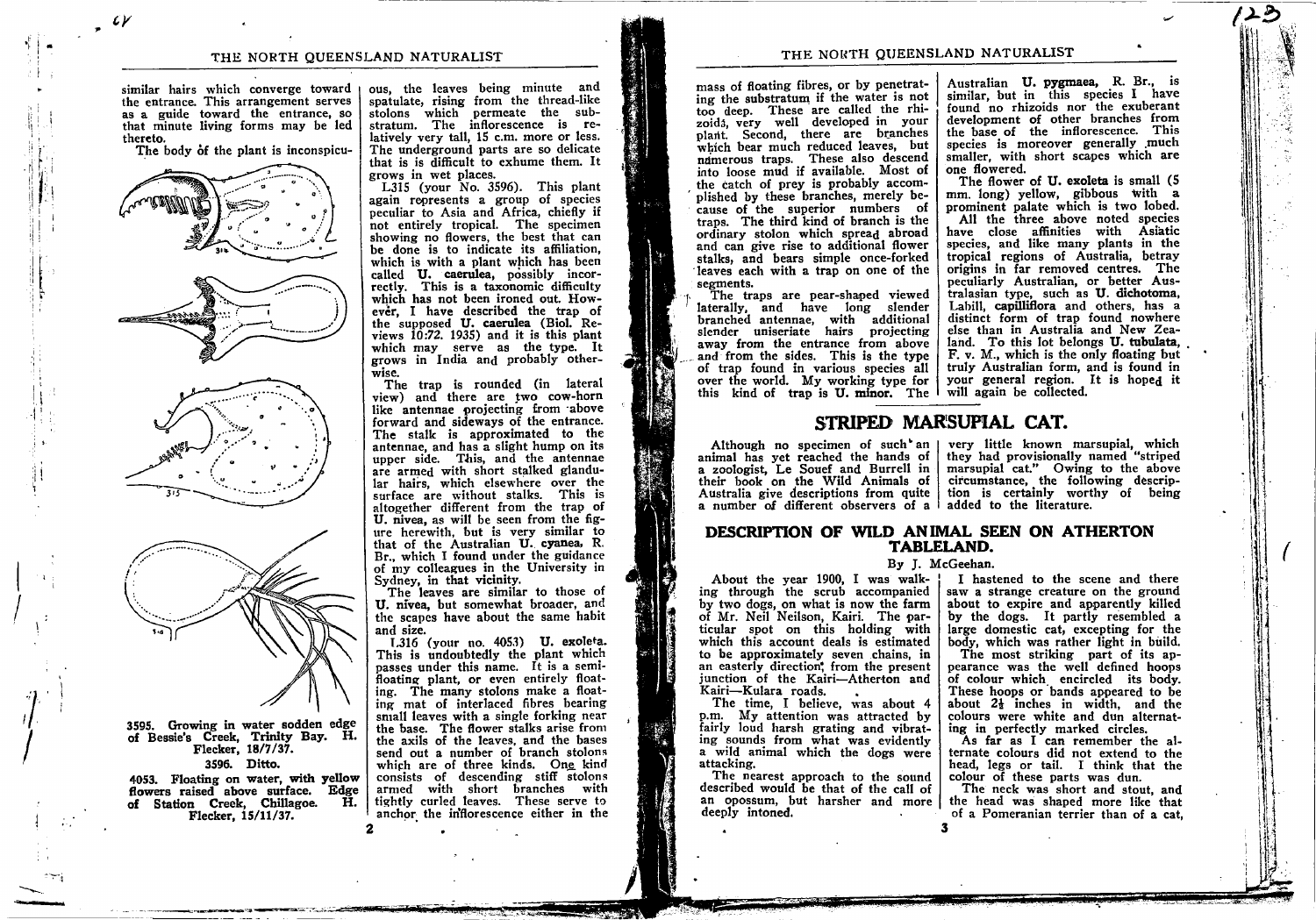similar hairs which converge toward the entrance. This arrangement serves as a guide toward the entrance, so that minute living forms may be led thereto.

The body of the plant is inconspicuous, the leaves being minute and spatulate, rising from the thread-like stolons which permeate the substratum. The inflorescence is relatively very tall, 15 c.m. more or less. The underground parts are so delicate that is is difficult to exhume them. It grows in wet places.

L315 (your No. 3596). This plant again represents a group of species peculiar to Asia and Africa, chiefly if not entirely tropical. The specimen showing no flowers, the best that can be done is to indicate its affiliation, which is with a plant which has been called **U. caerulea**, possibly incorrectly. This is a taxonomic difficulty which has not been ironed out. However, I have described the trap of the supposed **U. caerulea** (Biol. Reviews 10:72. 1935) and it is this plant which may serve as the type. It grows in India and probably otherwise.

The trap is rounded (in lateral view) and there are two cow-horn like antennae projecting from above forward and sideways of the entrance. The stalk is approximated to the antennae, and has a slight hump on its upper side. This, and the antennae are armed with short stalked glandular hairs, which elsewhere over the surface are without stalks. This is altogether different from the trap of **U. nivea**, as will be seen from the figure herewith, but is very similar to that of the Australian **U. cyanea**, R. Br., which I found under the guidance of my colleagues in the University in Sydney, in that vicinity.

The leaves are similar to those of **U. nivea**, but somewhat broader, and the scapes have about the same habit and size.

L316 (your no. 4053) **U. exoleta**. This is undoubtedly the plant which passes under this name. It is a semi-floating plant, or even entirely floating. The many stolons make a floating mat of interlaced fibres bearing small leaves with a single forking near the base. The flower stalks arise from the axils of the leaves, and the bases send out a number of branch stolons which are of three kinds. One kind consists of descending stiff stolons armed with short branches with tightly curled leaves. These serve to anchor the inflorescence either in the mass of floating fibres, or by penetrating the substratum if the water is not too deep. These are called the rhizoids, very well developed in your plant. Second, there are branches which bear much reduced leaves, but numerous traps. These also descend into loose mud if available. Most of the catch of prey is probably accomplished by these branches, merely because of the superior numbers of traps. The third kind of branch is the ordinary stolon which spread abroad and can give rise to additional flower stalks, and bears simple once-forked leaves each with a trap on one of the segments.

The traps are pear-shaped viewed laterally, and have long slender branched antennae, with additional slender uniseriate hairs projecting away from the entrance from above and from the sides. This is the type of trap found in various species all over the world. My working type for this kind of trap is **U. minor**. The Australian **U. pygmaea**, R. Br., is similar, but in this species I have found no rhizoids nor the exuberant development of other branches from the base of the inflorescence. This species is moreover generally much smaller, with short scapes which are one flowered.

The flower of **U. exoleta** is small (5 mm. long) yellow, gibbous with a prominent palate which is two lobed.

All the three above noted species have close affinities with Asiatic species, and like many plants in the tropical regions of Australia, betray origins in far removed centres. The peculiarly Australian, or better Australasian type, such as **U. dichotoma**, Labill, **capilliflora** and others, has a distinct form of trap found nowhere else than in Australia and New Zealand. To this lot belongs **U. tubulata**, F. v. M., which is the only floating but truly Australian form, and is found in your general region. It is hoped it will again be collected.

3595. Growing in water sodden edge of Bessie's Creek, Trinity Bay. H. Flecker, 18/7/37.

3596. Ditto.

4053. Floating on water, with yellow flowers raised above surface. Edge of Station Creek, Chillagoe. H. Flecker, 15/11/37.

## STRIPED MARSUPIAL CAT.

Although no specimen of such an animal has yet reached the hands of a zoologist, Le Souef and Burrell in their book on the Wild Animals of Australia give descriptions from quite a number of different observers of a very little known marsupial, which they had provisionally named "striped marsupial cat." Owing to the above circumstance, the following description is certainly worthy of being added to the literature.

### DESCRIPTION OF WILD ANIMAL SEEN ON ATHERTON TABLELAND.

By J. McGeehan.

About the year 1900, I was walking through the scrub accompanied by two dogs, on what is now the farm of Mr. Neil Neilson, Kairi. The particular spot on this holding with which this account deals is estimated to be approximately seven chains, in an easterly direction, from the present junction of the Kairi—Atherton and Kairi—Kulara roads.

The time, I believe, was about 4 p.m. My attention was attracted by fairly loud harsh grating and vibrating sounds from what was evidently a wild animal which the dogs were attacking.

The nearest approach to the sound described would be that of the call of an opossum, but harsher and more deeply intoned.

I hastened to the scene and there saw a strange creature on the ground about to expire and apparently killed by the dogs. It partly resembled a large domestic cat, excepting for the body, which was rather light in build.

The most striking part of its appearance was the well defined hoops of colour which encircled its body. These hoops or bands appeared to be about 2½ inches in width, and the colours were white and dun alternating in perfectly marked circles.

As far as I can remember the alternate colours did not extend to the head, legs or tail. I think that the colour of these parts was dun.

The neck was short and stout, and the head was shaped more like that of a Pomeranian terrier than of a cat,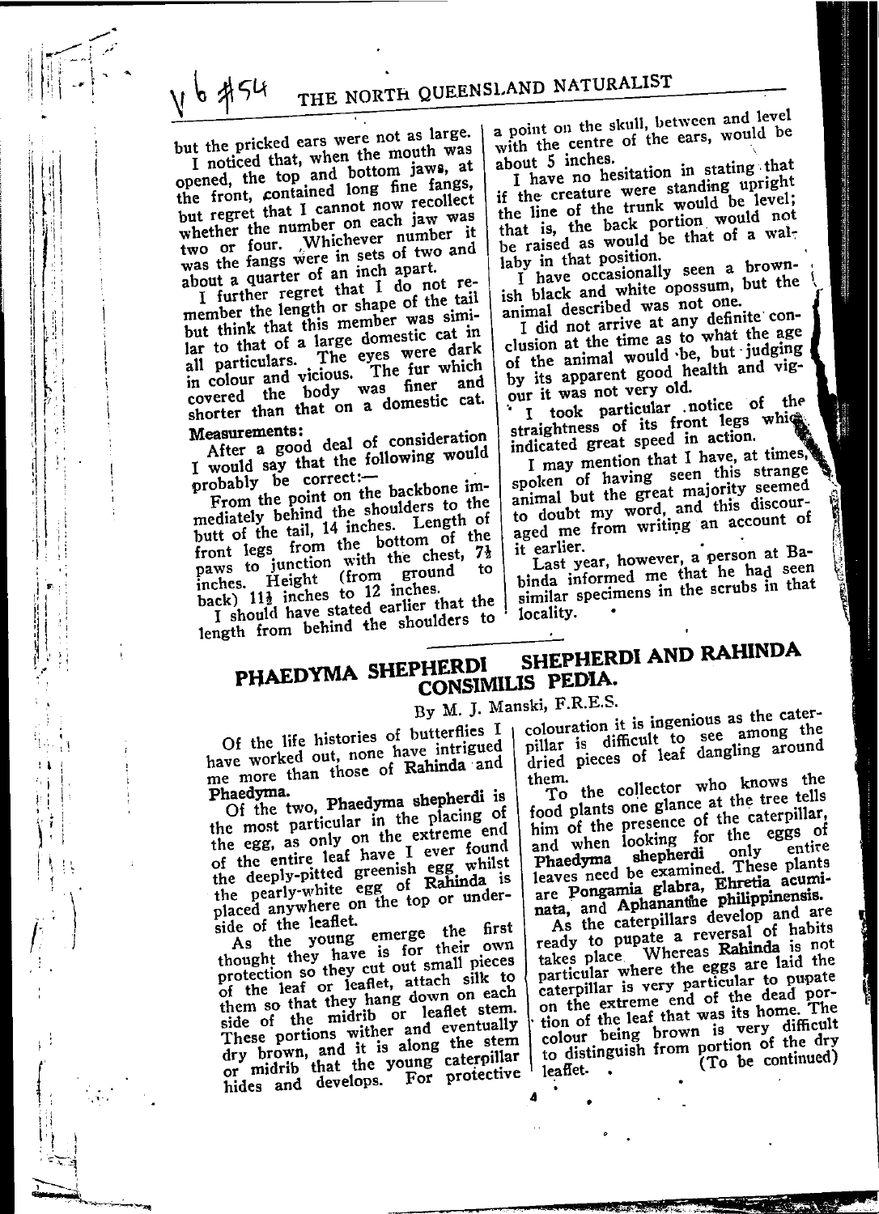but the pricked ears were not as large.

I noticed that, when the mouth was opened, the top and bottom jaws, at the front, contained long fine fangs, but regret that I cannot now recollect whether the number on each jaw was two or four. Whichever number it was the fangs were in sets of two and about a quarter of an inch apart.

I further regret that I do not remember the length or shape of the tail but think that this member was similar to that of a large domestic cat in all particulars. The eyes were dark in colour and vicious. The fur which covered the body was finer and shorter than that on a domestic cat.

**Measurements:**

After a good deal of consideration I would say that the following would probably be correct:—

From the point on the backbone immediately behind the shoulders to the butt of the tail, 14 inches. Length of front legs from the bottom of the paws to junction with the chest, 7½ inches. Height (from ground to back) 11½ inches to 12 inches.

I should have stated earlier that the length from behind the shoulders to a point on the skull, between and level with the centre of the ears, would be about 5 inches.

I have no hesitation in stating that if the creature were standing upright the line of the trunk would be level; that is, the back portion would not be raised as would be that of a wallaby in that position.

I have occasionally seen a brownish black and white opossum, but the animal described was not one.

I did not arrive at any definite conclusion at the time as to what the age of the animal would be, but judging by its apparent good health and vigour it was not very old.

I took particular notice of the straightness of its front legs which indicated great speed in action.

I may mention that I have, at times, spoken of having seen this strange animal but the great majority seemed to doubt my word, and this discouraged me from writing an account of it earlier.

Last year, however, a person at Babinda informed me that he had seen similar specimens in the scrubs in that locality.

## PHAEDYMA SHEPHERDI SHEPHERDI AND RAHINDA CONSIMILIS PEDIA.

By M. J. Manski, F.R.E.S.

Of the life histories of butterflies I have worked out, none have intrigued me more than those of **Rahinda** and **Phaedyma**.

Of the two, **Phaedyma shepherdi** is the most particular in the placing of the egg, as only on the extreme end of the entire leaf have I ever found the deeply-pitted greenish egg whilst the pearly-white egg of **Rahinda** is placed anywhere on the top or underside of the leaflet.

As the young emerge the first thought they have is for their own protection so they cut out small pieces of the leaf or leaflet, attach silk to them so that they hang down on each side of the midrib or leaflet stem. These portions wither and eventually dry brown, and it is along the stem or midrib that the young caterpillar hides and develops. For protective colouration it is ingenious as the caterpillar is difficult to see among the dried pieces of leaf dangling around them.

To the collector who knows the food plants one glance at the tree tells him of the presence of the caterpillar, and when looking for the eggs of **Phaedyma shepherdi** only entire leaves need be examined. These plants are **Pongamia glabra, Ehretia acuminata**, and **Aphananthe philippinensis.**

As the caterpillars develop and are ready to pupate a reversal of habits takes place. Whereas **Rahinda** is not particular where the eggs are laid the caterpillar is very particular to pupate on the extreme end of the dead portion of the leaf that was its home. The colour being brown is very difficult to distinguish from portion of the dry leaflet.

(To be continued)